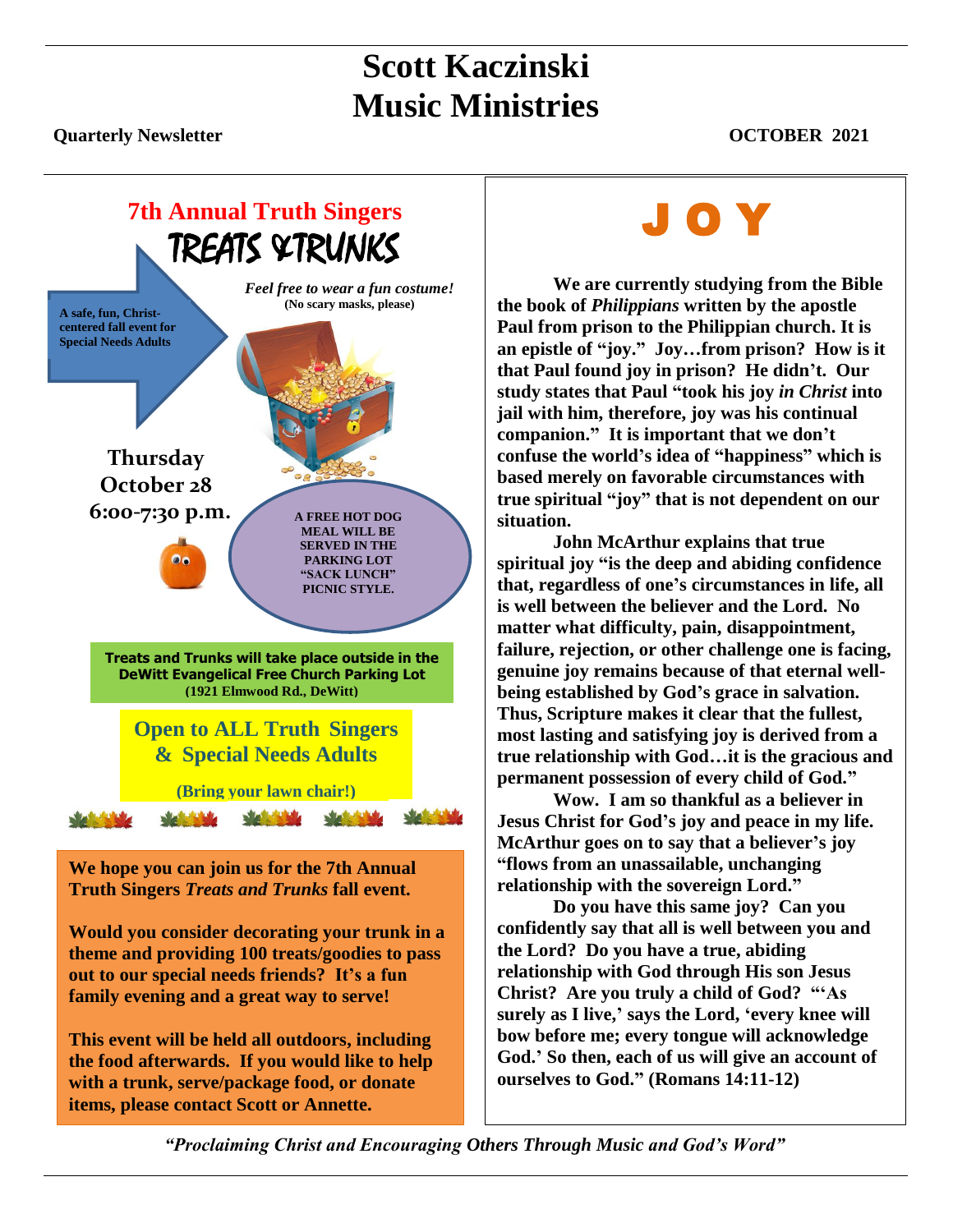# Scott Kaczinski
# Music Ministries

**Quarterly Newsletter** **OCTOBER 2021**

## 7th Annual Truth Singers
## TREATS & TRUNKS

A safe, fun, Christ-centered fall event for Special Needs Adults

*Feel free to wear a fun costume!*
**(No scary masks, please)**

**Thursday**
**October 28**
**6:00-7:30 p.m.**

**A FREE HOT DOG MEAL WILL BE SERVED IN THE PARKING LOT "SACK LUNCH" PICNIC STYLE.**

**Treats and Trunks will take place outside in the DeWitt Evangelical Free Church Parking Lot**
**(1921 Elmwood Rd., DeWitt)**

**Open to ALL Truth Singers & Special Needs Adults**

**(Bring your lawn chair!)**

**We hope you can join us for the 7th Annual Truth Singers *Treats and Trunks* fall event.**

**Would you consider decorating your trunk in a theme and providing 100 treats/goodies to pass out to our special needs friends? It's a fun family evening and a great way to serve!**

**This event will be held all outdoors, including the food afterwards. If you would like to help with a trunk, serve/package food, or donate items, please contact Scott or Annette.**

## JOY

**We are currently studying from the Bible the book of *Philippians* written by the apostle Paul from prison to the Philippian church. It is an epistle of "joy." Joy…from prison? How is it that Paul found joy in prison? He didn't. Our study states that Paul "took his joy *in Christ* into jail with him, therefore, joy was his continual companion." It is important that we don't confuse the world's idea of "happiness" which is based merely on favorable circumstances with true spiritual "joy" that is not dependent on our situation.**

**John McArthur explains that true spiritual joy "is the deep and abiding confidence that, regardless of one's circumstances in life, all is well between the believer and the Lord. No matter what difficulty, pain, disappointment, failure, rejection, or other challenge one is facing, genuine joy remains because of that eternal well-being established by God's grace in salvation. Thus, Scripture makes it clear that the fullest, most lasting and satisfying joy is derived from a true relationship with God…it is the gracious and permanent possession of every child of God."**

**Wow. I am so thankful as a believer in Jesus Christ for God's joy and peace in my life. McArthur goes on to say that a believer's joy "flows from an unassailable, unchanging relationship with the sovereign Lord."**

**Do you have this same joy? Can you confidently say that all is well between you and the Lord? Do you have a true, abiding relationship with God through His son Jesus Christ? Are you truly a child of God? "'As surely as I live,' says the Lord, 'every knee will bow before me; every tongue will acknowledge God.' So then, each of us will give an account of ourselves to God." (Romans 14:11-12)**

***"Proclaiming Christ and Encouraging Others Through Music and God's Word"***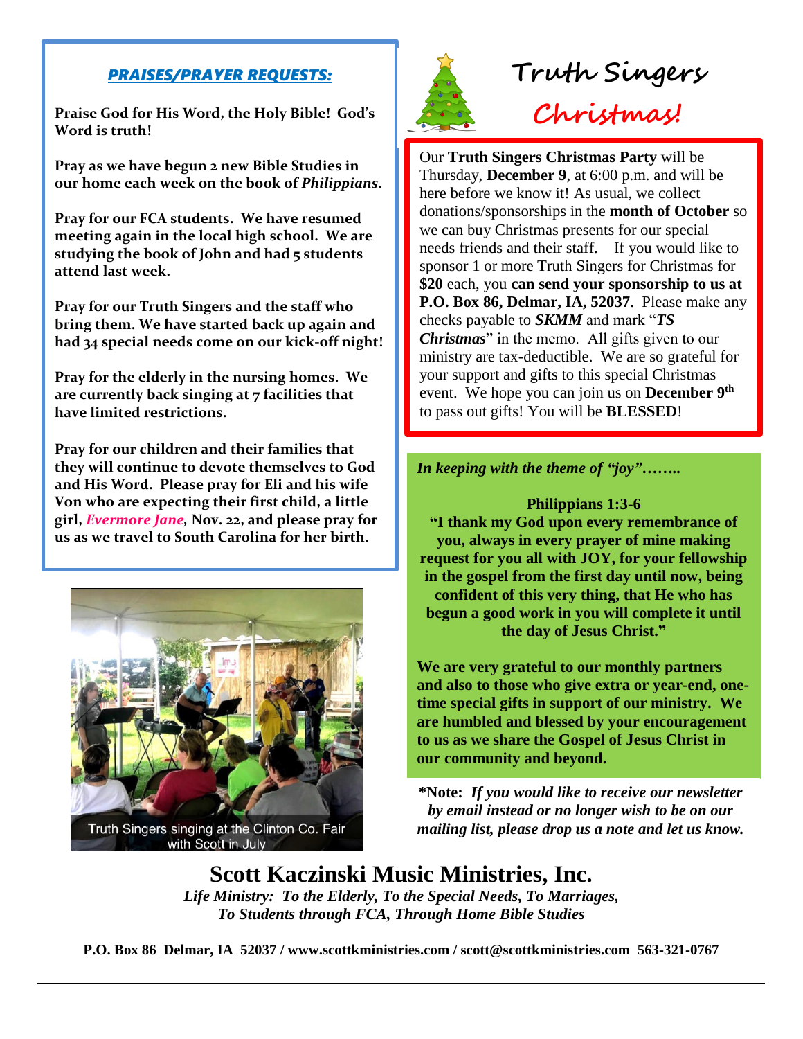## ***PRAISES/PRAYER REQUESTS:***

**Praise God for His Word, the Holy Bible! God's Word is truth!**

**Pray as we have begun 2 new Bible Studies in our home each week on the book of *Philippians*.**

**Pray for our FCA students. We have resumed meeting again in the local high school. We are studying the book of John and had 5 students attend last week.**

**Pray for our Truth Singers and the staff who bring them. We have started back up again and had 34 special needs come on our kick-off night!**

**Pray for the elderly in the nursing homes. We are currently back singing at 7 facilities that have limited restrictions.**

**Pray for our children and their families that they will continue to devote themselves to God and His Word. Please pray for Eli and his wife Von who are expecting their first child, a little girl, *Evermore Jane*, Nov. 22, and please pray for us as we travel to South Carolina for her birth.**

Truth Singers singing at the Clinton Co. Fair with Scott in July

# Truth Singers Christmas!

Our **Truth Singers Christmas Party** will be Thursday, **December 9**, at 6:00 p.m. and will be here before we know it! As usual, we collect donations/sponsorships in the **month of October** so we can buy Christmas presents for our special needs friends and their staff. If you would like to sponsor 1 or more Truth Singers for Christmas for **$20** each, you **can send your sponsorship to us at P.O. Box 86, Delmar, IA, 52037**. Please make any checks payable to ***SKMM*** and mark "***TS Christmas***" in the memo. All gifts given to our ministry are tax-deductible. We are so grateful for your support and gifts to this special Christmas event. We hope you can join us on **December 9th** to pass out gifts! You will be **BLESSED**!

***In keeping with the theme of "joy"……..***

**Philippians 1:3-6**
**"I thank my God upon every remembrance of you, always in every prayer of mine making request for you all with JOY, for your fellowship in the gospel from the first day until now, being confident of this very thing, that He who has begun a good work in you will complete it until the day of Jesus Christ."**

**We are very grateful to our monthly partners and also to those who give extra or year-end, one-time special gifts in support of our ministry. We are humbled and blessed by your encouragement to us as we share the Gospel of Jesus Christ in our community and beyond.**

***\*Note:** If you would like to receive our newsletter by email instead or no longer wish to be on our mailing list, please drop us a note and let us know.*

# Scott Kaczinski Music Ministries, Inc.

*Life Ministry: To the Elderly, To the Special Needs, To Marriages, To Students through FCA, Through Home Bible Studies*

**P.O. Box 86 Delmar, IA 52037 / www.scottkministries.com / scott@scottkministries.com 563-321-0767**